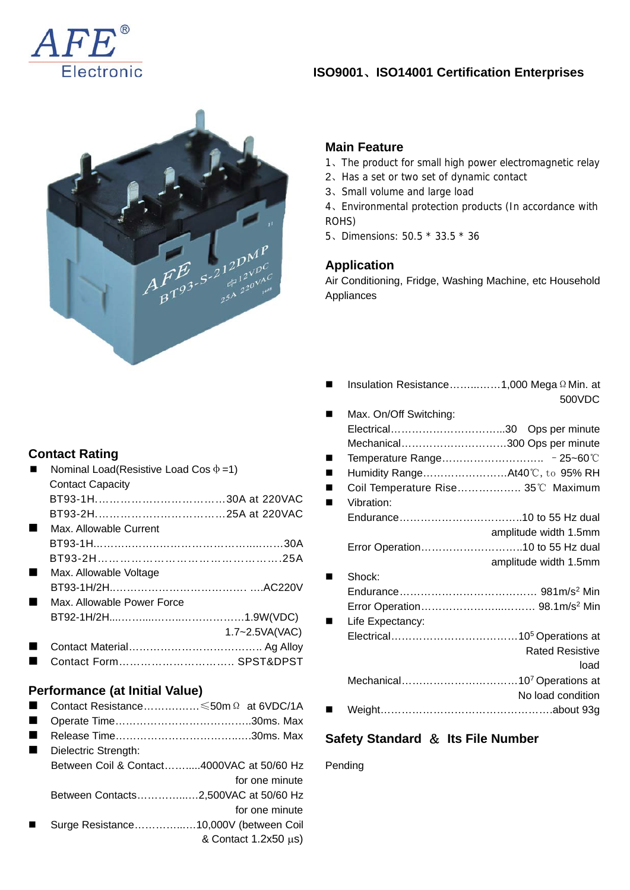AFE® Electronic

**ISO9001、ISO14001 Certification Enterprises**

## Main Feature

1、The product for small high power electromagnetic relay
2、Has a set or two set of dynamic contact
3、Small volume and large load
4、Environmental protection products (In accordance with ROHS)
5、Dimensions: 50.5 * 33.5 * 36

## Application

Air Conditioning, Fridge, Washing Machine, etc Household Appliances

## Contact Rating

- Nominal Load(Resistive Load Cos φ =1)
  Contact Capacity
  BT93-1H……………………………………30A at 220VAC
  BT93-2H……………………………………25A at 220VAC
- Max. Allowable Current
  BT93-1H…………………………………………………30A
  BT93-2H…………………………………………………25A
- Max. Allowable Voltage
  BT93-1H/2H…………………………………… ….AC220V
- Max. Allowable Power Force
  BT92-1H/2H……………………………………1.9W(VDC)
  1.7~2.5VA(VAC)
- Contact Material………………………………… Ag Alloy
- Contact Form…………………………… SPST&DPST

## Performance (at Initial Value)

- Contact Resistance……………≤50mΩ at 6VDC/1A
- Operate Time…………………………………30ms. Max
- Release Time…………………………………30ms. Max
- Dielectric Strength:
  Between Coil & Contact………..4000VAC at 50/60 Hz for one minute
  Between Contacts……………..2,500VAC at 50/60 Hz for one minute
- Surge Resistance……………..10,000V (between Coil & Contact 1.2x50 μs)

- Insulation Resistance……..……1,000 MegaΩ Min. at 500VDC
- Max. On/Off Switching:
  Electrical……………………………..30 Ops per minute
  Mechanical…………………………300 Ops per minute
- Temperature Range……………………….. －25~60℃
- Humidity Range……………………At40℃, to 95% RH
- Coil Temperature Rise……………… 35℃ Maximum
- Vibration:
  Endurance……………………………..10 to 55 Hz dual amplitude width 1.5mm
  Error Operation………………………..10 to 55 Hz dual amplitude width 1.5mm
- Shock:
  Endurance………………………………… 981m/s² Min
  Error Operation……………………..……. 98.1m/s² Min
- Life Expectancy:
  Electrical………………………………$10^5$ Operations at Rated Resistive load
  Mechanical……………………………$10^7$ Operations at No load condition
- Weight……………………………………………about 93g

## Safety Standard ＆ Its File Number

Pending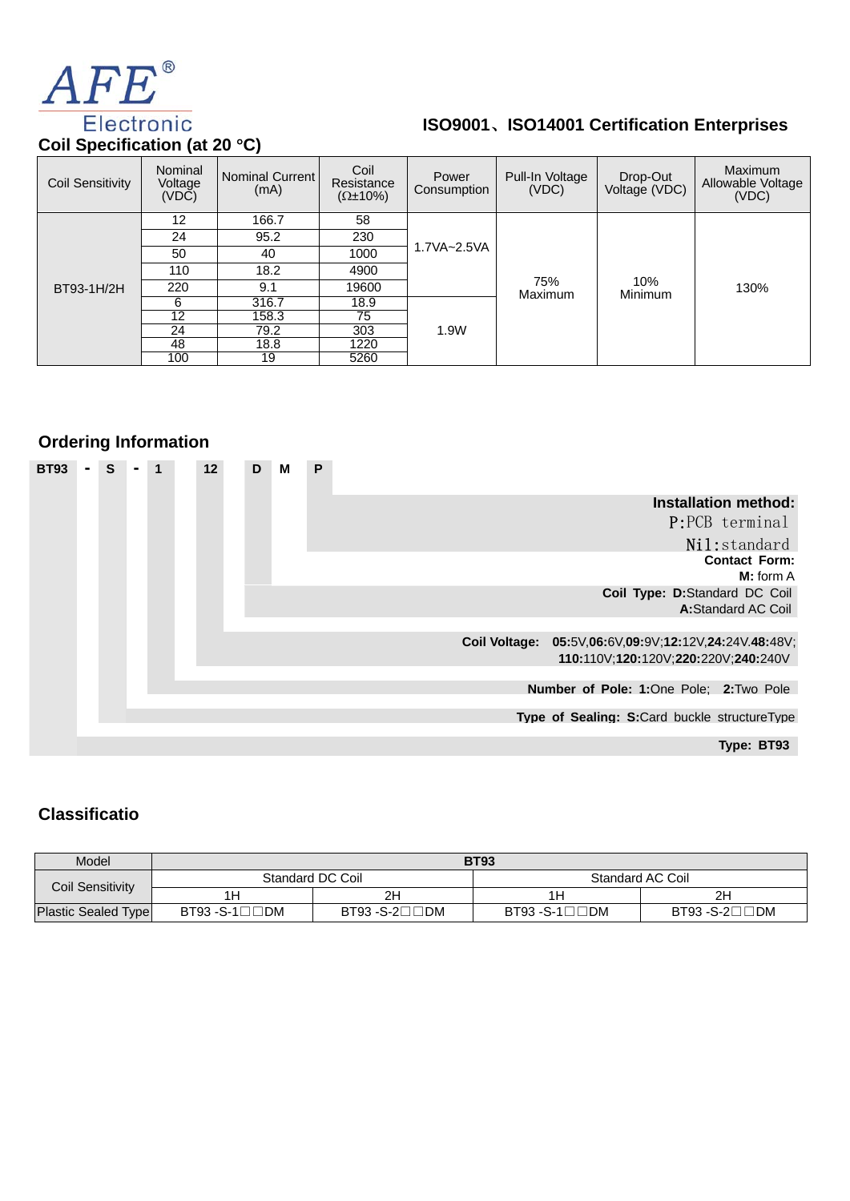**ISO9001、ISO14001 Certification Enterprises**

## Coil Specification (at 20 °C)

| Coil Sensitivity | Nominal Voltage (VDC) | Nominal Current (mA) | Coil Resistance (Ω±10%) | Power Consumption | Pull-In Voltage (VDC) | Drop-Out Voltage (VDC) | Maximum Allowable Voltage (VDC) |
|---|---|---|---|---|---|---|---|
| BT93-1H/2H | 12 | 166.7 | 58 | 1.7VA~2.5VA | 75% Maximum | 10% Minimum | 130% |
| | 24 | 95.2 | 230 | | | | |
| | 50 | 40 | 1000 | | | | |
| | 110 | 18.2 | 4900 | | | | |
| | 220 | 9.1 | 19600 | | | | |
| | 6 | 316.7 | 18.9 | 1.9W | | | |
| | 12 | 158.3 | 75 | | | | |
| | 24 | 79.2 | 303 | | | | |
| | 48 | 18.8 | 1220 | | | | |
| | 100 | 19 | 5260 | | | | |

## Ordering Information

**BT93 - S - 1 12 D M P**

**Installation method:** P:PCB terminal; Nil:standard

**Contact Form:** **M:** form A

**Coil Type:** **D:**Standard DC Coil; **A:**Standard AC Coil

**Coil Voltage:** **05:**5V,**06:**6V,**09:**9V;**12:**12V,**24:**24V.**48:**48V; **110:**110V;**120:**120V;**220:**220V;**240:**240V

**Number of Pole:** **1:**One Pole; **2:**Two Pole

**Type of Sealing:** **S:**Card buckle structureType

**Type: BT93**

## Classificatio

| Model | **BT93** | | | |
|---|---|---|---|---|
| Coil Sensitivity | Standard DC Coil | | Standard AC Coil | |
| | 1H | 2H | 1H | 2H |
| Plastic Sealed Type | BT93 -S-1□□DM | BT93 -S-2□□DM | BT93 -S-1□□DM | BT93 -S-2□□DM |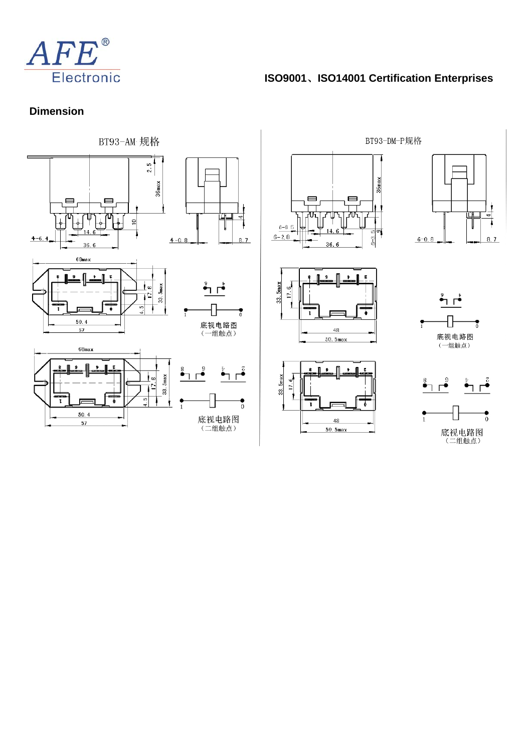## Dimension

BT93-AM 规格

2.5
36max
10
4
4-6.4
14.6
36.6
4-0.8
8.7

69max
17.8
33.5max
4.5
50.4
57

底视电路图
（一组触点）

68max
17.8
33.5max
4.5
50.4
57

底视电路图
（二组触点）

BT93-DM-P规格

36max
6-6.5
6-2.8
14.6
36.6
6-3.5
9
6-0.8
4
8.7

33.5max
17.6
48
50.5max

底视电路图
（一组触点）

33.5max
17.6
48
50.5max

底视电路图
（二组触点）